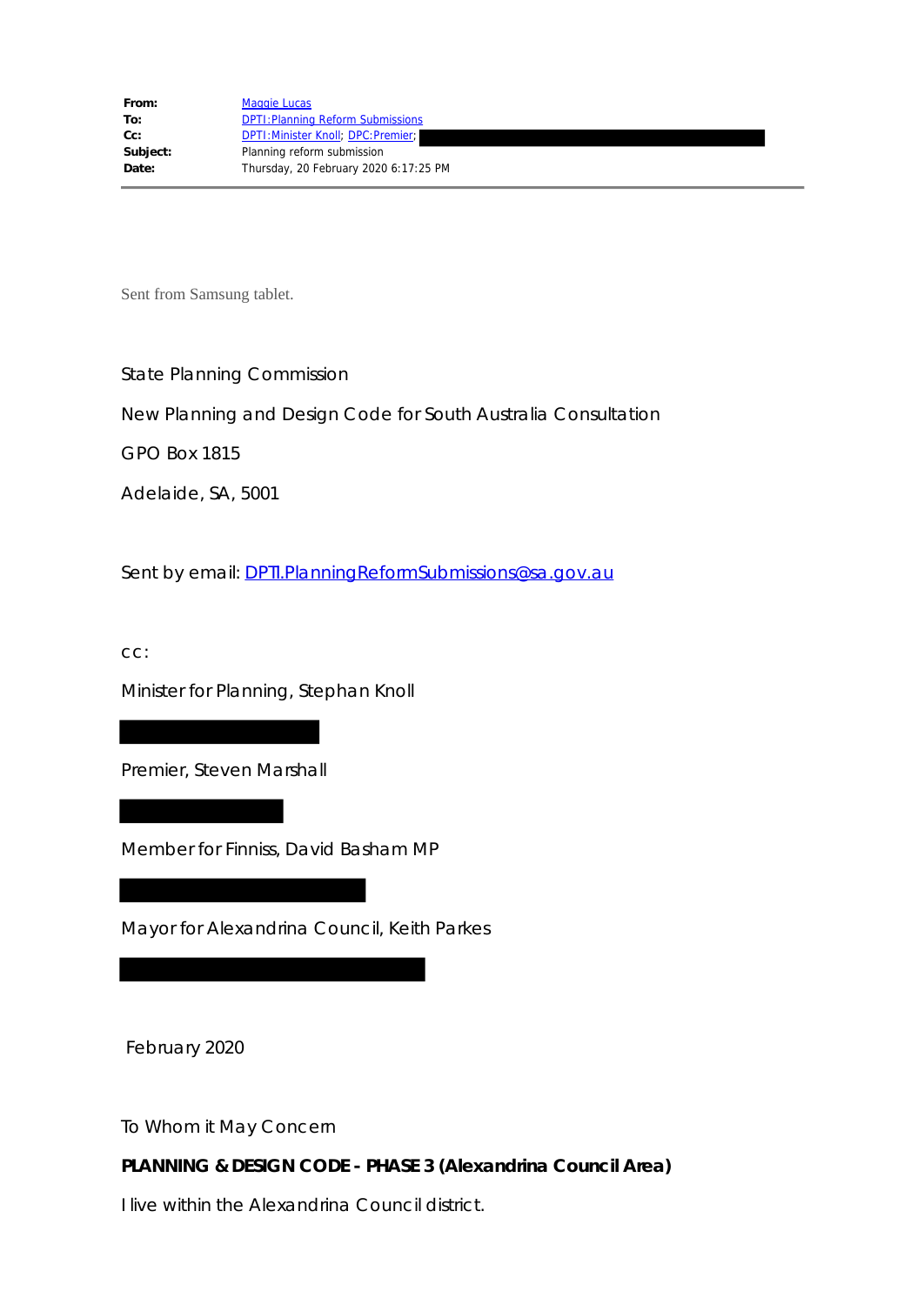| | |
|---|---|
| **From:** | Maggie Lucas |
| **To:** | DPTI:Planning Reform Submissions |
| **Cc:** | DPTI:Minister Knoll; DPC:Premier; |
| **Subject:** | Planning reform submission |
| **Date:** | Thursday, 20 February 2020 6:17:25 PM |

Sent from Samsung tablet.

State Planning Commission

New Planning and Design Code for South Australia Consultation

GPO Box 1815

Adelaide, SA, 5001

Sent by email: DPTI.PlanningReformSubmissions@sa.gov.au

cc:

Minister for Planning, Stephan Knoll

Premier, Steven Marshall

Member for Finniss, David Basham MP

Mayor for Alexandrina Council, Keith Parkes

February 2020

To Whom it May Concern

**PLANNING & DESIGN CODE - PHASE 3 (Alexandrina Council Area)**

I live within the Alexandrina Council district.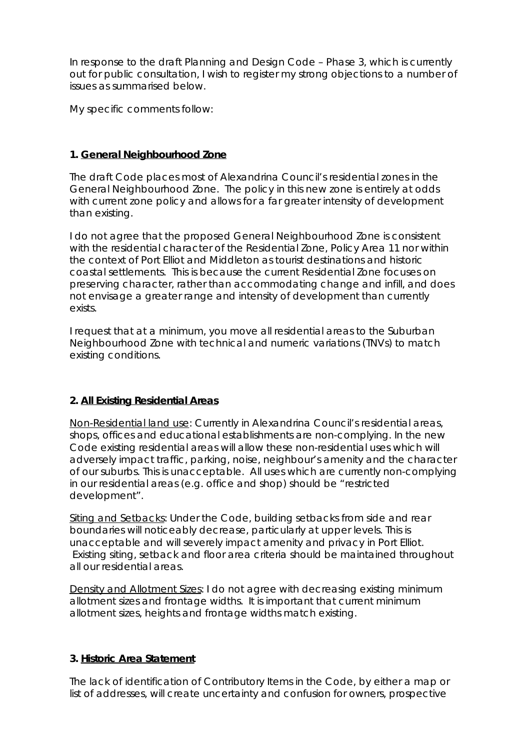In response to the draft Planning and Design Code – Phase 3, which is currently out for public consultation, I wish to register my strong objections to a number of issues as summarised below.

My specific comments follow:

**1. General Neighbourhood Zone**

The draft Code places most of Alexandrina Council's residential zones in the General Neighbourhood Zone. The policy in this new zone is entirely at odds with current zone policy and allows for a far greater intensity of development than existing.

I do not agree that the proposed General Neighbourhood Zone is consistent with the residential character of the Residential Zone, Policy Area 11 nor within the context of Port Elliot and Middleton as tourist destinations and historic coastal settlements. This is because the current Residential Zone focuses on preserving character, rather than accommodating change and infill, and does not envisage a greater range and intensity of development than currently exists.

I request that at a minimum, you move all residential areas to the Suburban Neighbourhood Zone with technical and numeric variations (TNVs) to match existing conditions.

**2. All Existing Residential Areas**

Non-Residential land use: Currently in Alexandrina Council's residential areas, shops, offices and educational establishments are non-complying. In the new Code existing residential areas will allow these non-residential uses which will adversely impact traffic, parking, noise, neighbour's amenity and the character of our suburbs. This is unacceptable. All uses which are currently non-complying in our residential areas (e.g. office and shop) should be "restricted development".

Siting and Setbacks: Under the Code, building setbacks from side and rear boundaries will noticeably decrease, particularly at upper levels. This is unacceptable and will severely impact amenity and privacy in Port Elliot. Existing siting, setback and floor area criteria should be maintained throughout all our residential areas.

Density and Allotment Sizes: I do not agree with decreasing existing minimum allotment sizes and frontage widths. It is important that current minimum allotment sizes, heights and frontage widths match existing.

**3. Historic Area Statement**

The lack of identification of Contributory Items in the Code, by either a map or list of addresses, will create uncertainty and confusion for owners, prospective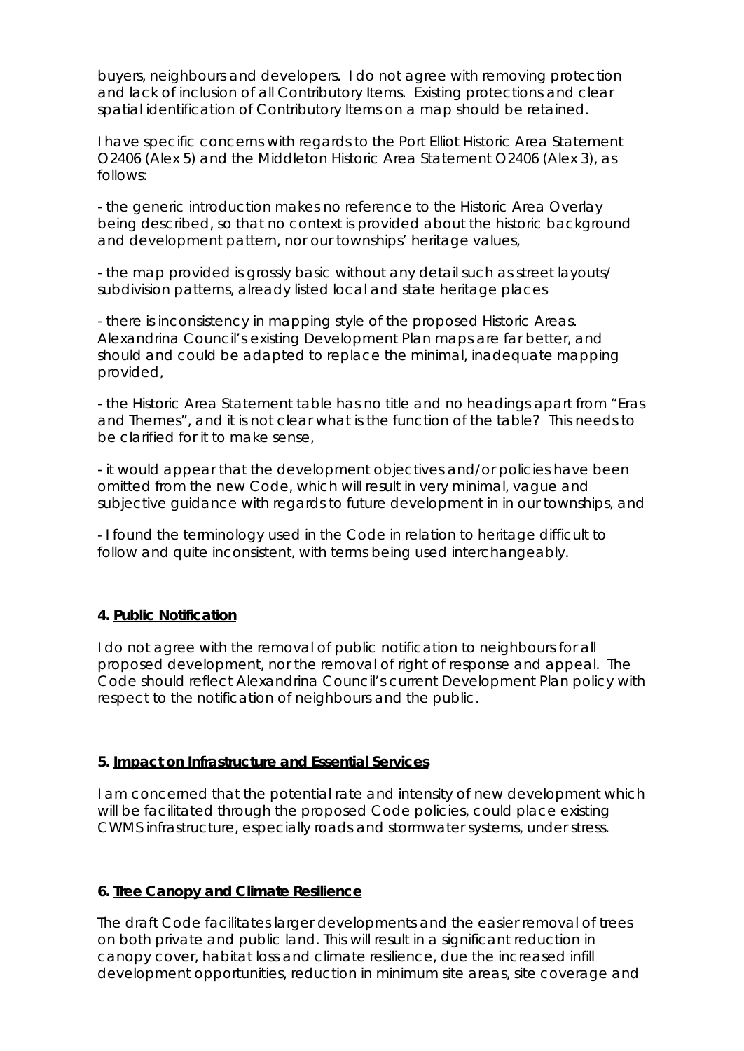buyers, neighbours and developers. I do not agree with removing protection and lack of inclusion of all Contributory Items. Existing protections and clear spatial identification of Contributory Items on a map should be retained.

I have specific concerns with regards to the Port Elliot Historic Area Statement O2406 (Alex 5) and the Middleton Historic Area Statement O2406 (Alex 3), as follows:

- the generic introduction makes no reference to the Historic Area Overlay being described, so that no context is provided about the historic background and development pattern, nor our townships' heritage values,

- the map provided is grossly basic without any detail such as street layouts/ subdivision patterns, already listed local and state heritage places

- there is inconsistency in mapping style of the proposed Historic Areas. Alexandrina Council's existing Development Plan maps are far better, and should and could be adapted to replace the minimal, inadequate mapping provided,

- the Historic Area Statement table has no title and no headings apart from "Eras and Themes", and it is not clear what is the function of the table? This needs to be clarified for it to make sense,

- it would appear that the development objectives and/or policies have been omitted from the new Code, which will result in very minimal, vague and subjective guidance with regards to future development in in our townships, and

- I found the terminology used in the Code in relation to heritage difficult to follow and quite inconsistent, with terms being used interchangeably.

**4. <u>Public Notification</u>**

I do not agree with the removal of public notification to neighbours for all proposed development, nor the removal of right of response and appeal. The Code should reflect Alexandrina Council's current Development Plan policy with respect to the notification of neighbours and the public.

**5. <u>Impact on Infrastructure and Essential Services</u>**

I am concerned that the potential rate and intensity of new development which will be facilitated through the proposed Code policies, could place existing CWMS infrastructure, especially roads and stormwater systems, under stress.

**6. <u>Tree Canopy and Climate Resilience</u>**

The draft Code facilitates larger developments and the easier removal of trees on both private and public land. This will result in a significant reduction in canopy cover, habitat loss and climate resilience, due the increased infill development opportunities, reduction in minimum site areas, site coverage and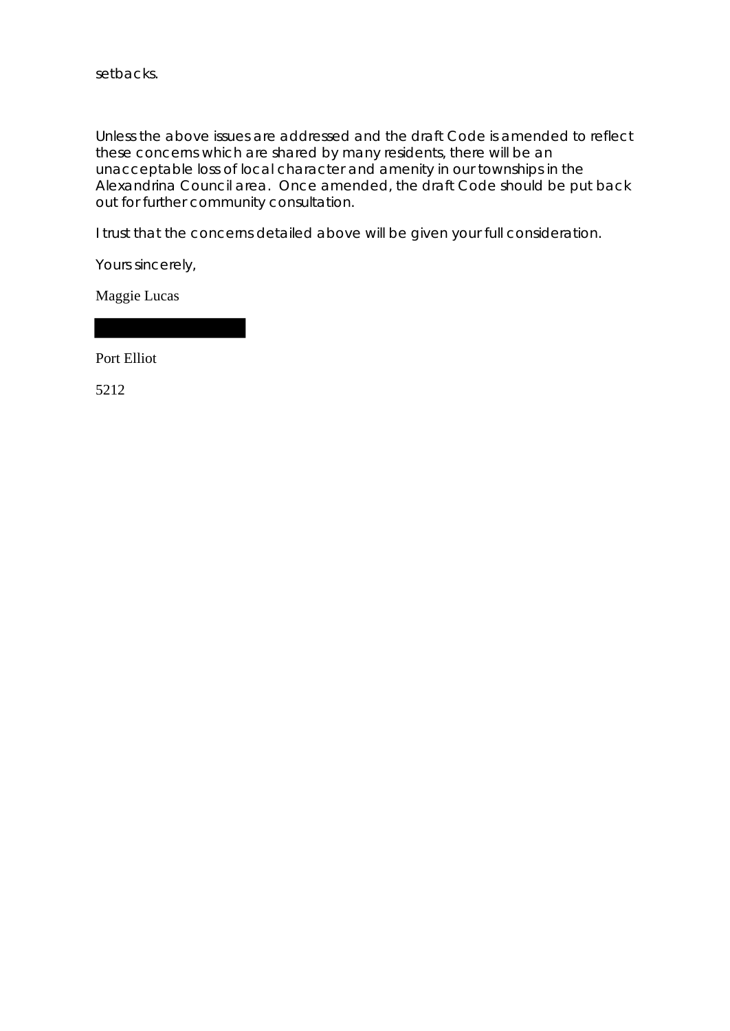setbacks.

Unless the above issues are addressed and the draft Code is amended to reflect these concerns which are shared by many residents, there will be an unacceptable loss of local character and amenity in our townships in the Alexandrina Council area. Once amended, the draft Code should be put back out for further community consultation.

I trust that the concerns detailed above will be given your full consideration.

Yours sincerely,

Maggie Lucas

Port Elliot

5212